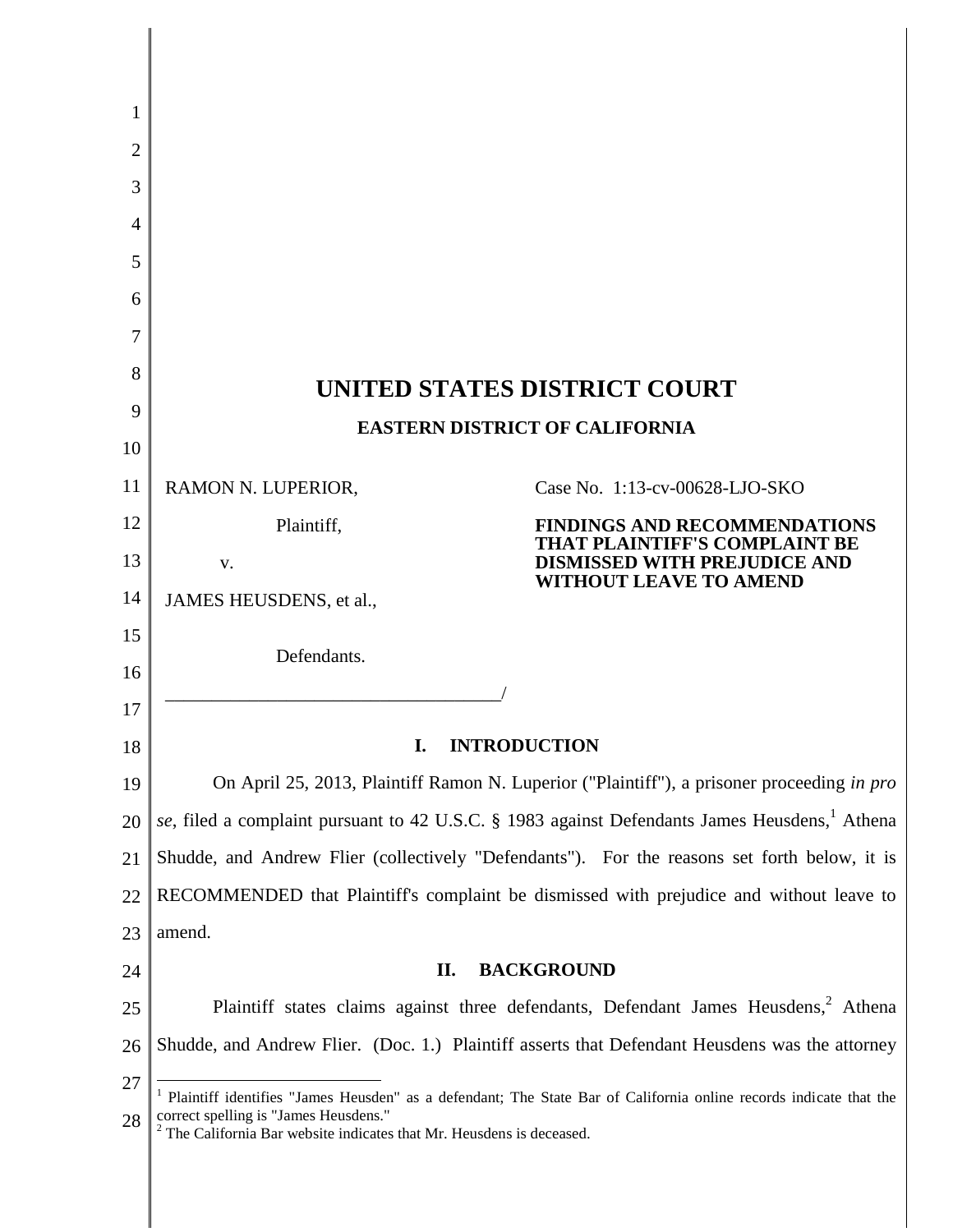# UNITED STATES DISTRICT COURT

## EASTERN DISTRICT OF CALIFORNIA

| | |
|---|---|
| RAMON N. LUPERIOR, Plaintiff, v. JAMES HEUSDENS, et al., Defendants. | Case No. 1:13-cv-00628-LJO-SKO **FINDINGS AND RECOMMENDATIONS THAT PLAINTIFF'S COMPLAINT BE DISMISSED WITH PREJUDICE AND WITHOUT LEAVE TO AMEND** |

### I. INTRODUCTION

On April 25, 2013, Plaintiff Ramon N. Luperior ("Plaintiff"), a prisoner proceeding *in pro se*, filed a complaint pursuant to 42 U.S.C. § 1983 against Defendants James Heusdens,[1] Athena Shudde, and Andrew Flier (collectively "Defendants"). For the reasons set forth below, it is RECOMMENDED that Plaintiff's complaint be dismissed with prejudice and without leave to amend.

### II. BACKGROUND

Plaintiff states claims against three defendants, Defendant James Heusdens,[2] Athena Shudde, and Andrew Flier. (Doc. 1.) Plaintiff asserts that Defendant Heusdens was the attorney

---

[1] Plaintiff identifies "James Heusden" as a defendant; The State Bar of California online records indicate that the correct spelling is "James Heusdens."

[2] The California Bar website indicates that Mr. Heusdens is deceased.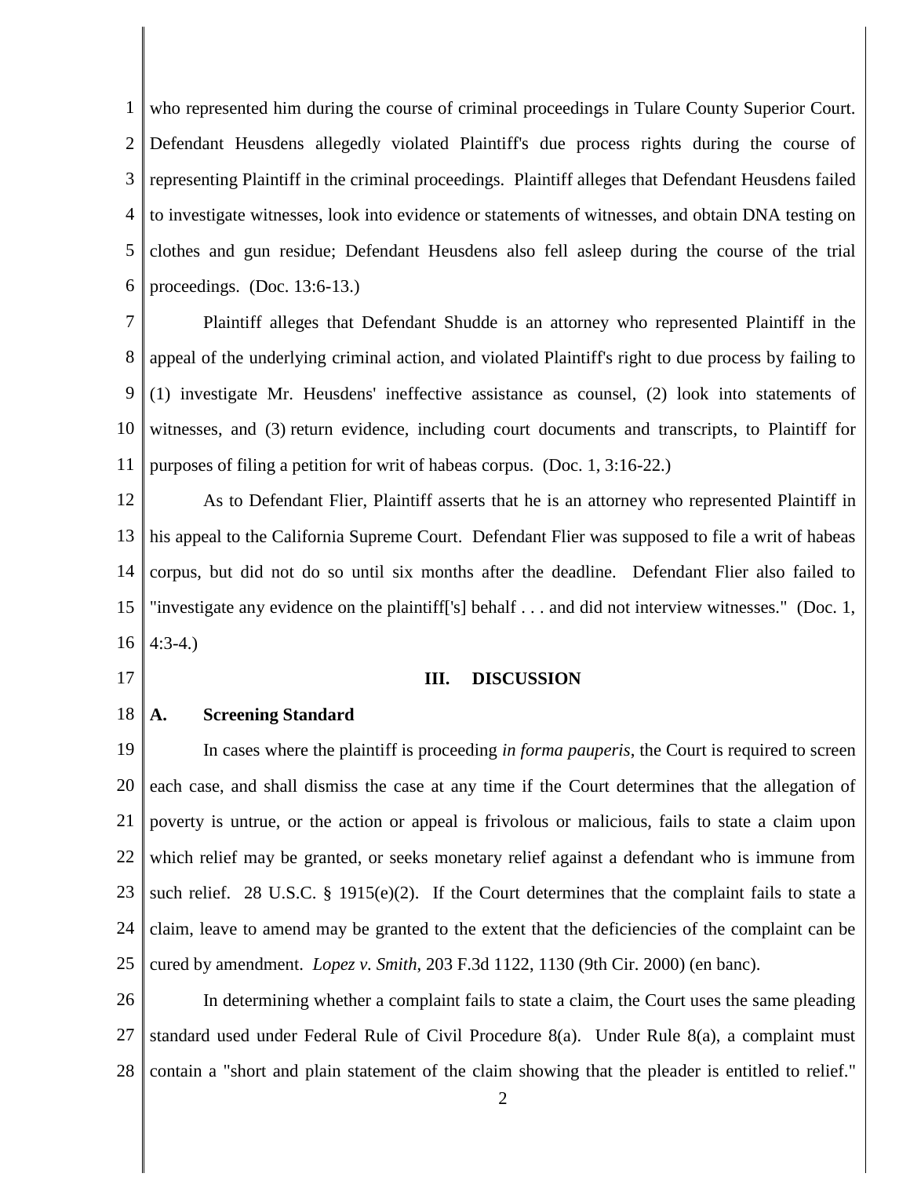who represented him during the course of criminal proceedings in Tulare County Superior Court. Defendant Heusdens allegedly violated Plaintiff's due process rights during the course of representing Plaintiff in the criminal proceedings. Plaintiff alleges that Defendant Heusdens failed to investigate witnesses, look into evidence or statements of witnesses, and obtain DNA testing on clothes and gun residue; Defendant Heusdens also fell asleep during the course of the trial proceedings. (Doc. 13:6-13.)

Plaintiff alleges that Defendant Shudde is an attorney who represented Plaintiff in the appeal of the underlying criminal action, and violated Plaintiff's right to due process by failing to (1) investigate Mr. Heusdens' ineffective assistance as counsel, (2) look into statements of witnesses, and (3) return evidence, including court documents and transcripts, to Plaintiff for purposes of filing a petition for writ of habeas corpus. (Doc. 1, 3:16-22.)

As to Defendant Flier, Plaintiff asserts that he is an attorney who represented Plaintiff in his appeal to the California Supreme Court. Defendant Flier was supposed to file a writ of habeas corpus, but did not do so until six months after the deadline. Defendant Flier also failed to "investigate any evidence on the plaintiff['s] behalf . . . and did not interview witnesses." (Doc. 1, 4:3-4.)

## III. DISCUSSION

### A. Screening Standard

In cases where the plaintiff is proceeding *in forma pauperis*, the Court is required to screen each case, and shall dismiss the case at any time if the Court determines that the allegation of poverty is untrue, or the action or appeal is frivolous or malicious, fails to state a claim upon which relief may be granted, or seeks monetary relief against a defendant who is immune from such relief. 28 U.S.C. § 1915(e)(2). If the Court determines that the complaint fails to state a claim, leave to amend may be granted to the extent that the deficiencies of the complaint can be cured by amendment. *Lopez v. Smith*, 203 F.3d 1122, 1130 (9th Cir. 2000) (en banc).

In determining whether a complaint fails to state a claim, the Court uses the same pleading standard used under Federal Rule of Civil Procedure 8(a). Under Rule 8(a), a complaint must contain a "short and plain statement of the claim showing that the pleader is entitled to relief."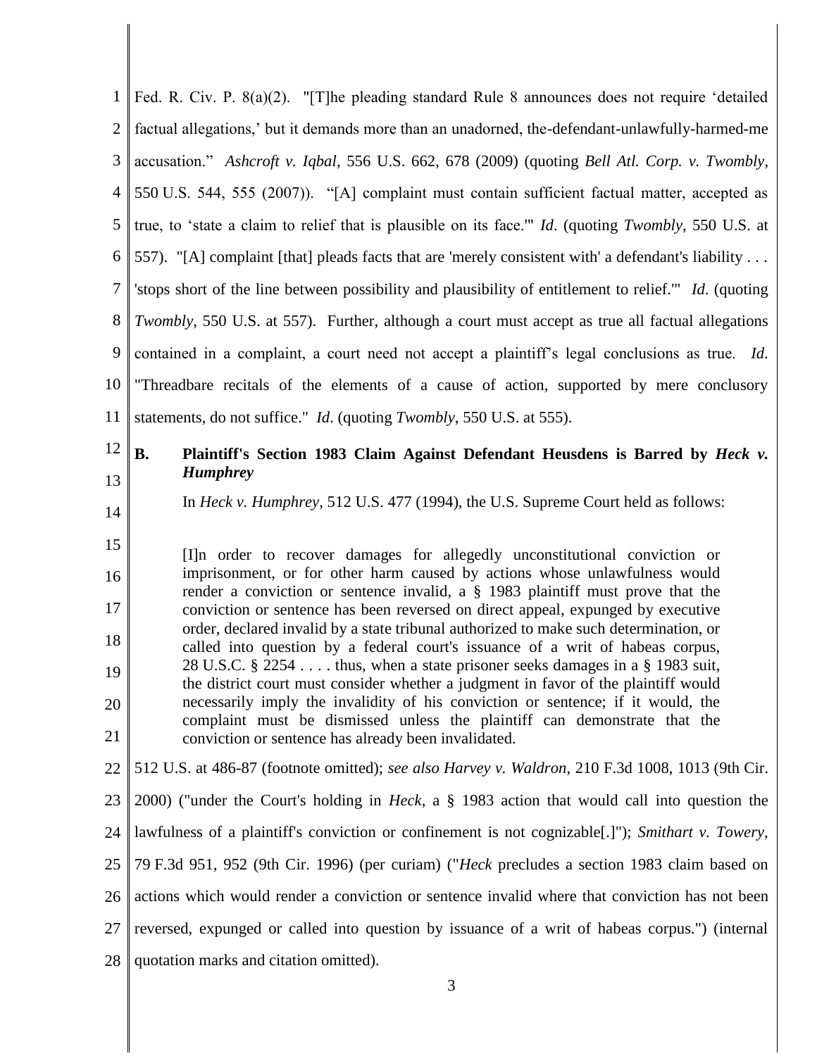Fed. R. Civ. P. 8(a)(2). "[T]he pleading standard Rule 8 announces does not require 'detailed factual allegations,' but it demands more than an unadorned, the-defendant-unlawfully-harmed-me accusation." *Ashcroft v. Iqbal*, 556 U.S. 662, 678 (2009) (quoting *Bell Atl. Corp. v. Twombly*, 550 U.S. 544, 555 (2007)). "[A] complaint must contain sufficient factual matter, accepted as true, to 'state a claim to relief that is plausible on its face.'" *Id*. (quoting *Twombly*, 550 U.S. at 557). "[A] complaint [that] pleads facts that are 'merely consistent with' a defendant's liability . . . 'stops short of the line between possibility and plausibility of entitlement to relief.'" *Id*. (quoting *Twombly*, 550 U.S. at 557). Further, although a court must accept as true all factual allegations contained in a complaint, a court need not accept a plaintiff's legal conclusions as true. *Id*. "Threadbare recitals of the elements of a cause of action, supported by mere conclusory statements, do not suffice." *Id*. (quoting *Twombly*, 550 U.S. at 555).

**B. Plaintiff's Section 1983 Claim Against Defendant Heusdens is Barred by *Heck v. Humphrey***

In *Heck v. Humphrey*, 512 U.S. 477 (1994), the U.S. Supreme Court held as follows:

> [I]n order to recover damages for allegedly unconstitutional conviction or imprisonment, or for other harm caused by actions whose unlawfulness would render a conviction or sentence invalid, a § 1983 plaintiff must prove that the conviction or sentence has been reversed on direct appeal, expunged by executive order, declared invalid by a state tribunal authorized to make such determination, or called into question by a federal court's issuance of a writ of habeas corpus, 28 U.S.C. § 2254 . . . . thus, when a state prisoner seeks damages in a § 1983 suit, the district court must consider whether a judgment in favor of the plaintiff would necessarily imply the invalidity of his conviction or sentence; if it would, the complaint must be dismissed unless the plaintiff can demonstrate that the conviction or sentence has already been invalidated.

512 U.S. at 486-87 (footnote omitted); *see also Harvey v. Waldron*, 210 F.3d 1008, 1013 (9th Cir. 2000) ("under the Court's holding in *Heck*, a § 1983 action that would call into question the lawfulness of a plaintiff's conviction or confinement is not cognizable[.]"); *Smithart v. Towery*, 79 F.3d 951, 952 (9th Cir. 1996) (per curiam) ("*Heck* precludes a section 1983 claim based on actions which would render a conviction or sentence invalid where that conviction has not been reversed, expunged or called into question by issuance of a writ of habeas corpus.") (internal quotation marks and citation omitted).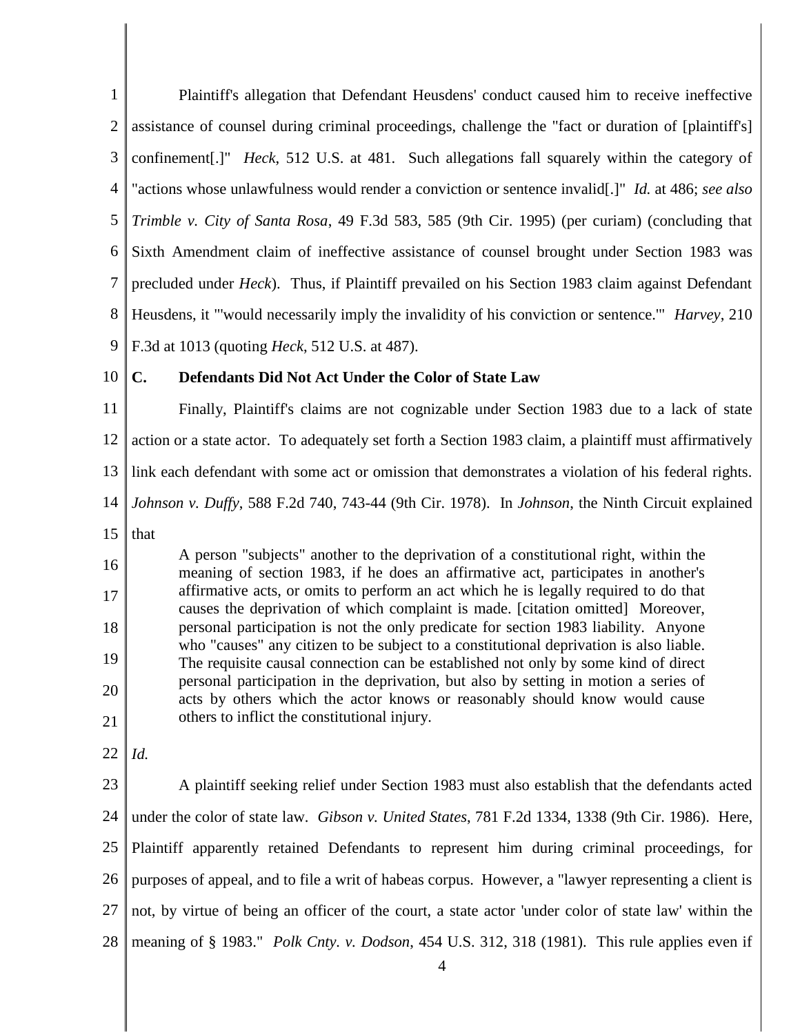Plaintiff's allegation that Defendant Heusdens' conduct caused him to receive ineffective assistance of counsel during criminal proceedings, challenge the "fact or duration of [plaintiff's] confinement[.]" *Heck*, 512 U.S. at 481. Such allegations fall squarely within the category of "actions whose unlawfulness would render a conviction or sentence invalid[.]" *Id.* at 486; *see also Trimble v. City of Santa Rosa*, 49 F.3d 583, 585 (9th Cir. 1995) (per curiam) (concluding that Sixth Amendment claim of ineffective assistance of counsel brought under Section 1983 was precluded under *Heck*). Thus, if Plaintiff prevailed on his Section 1983 claim against Defendant Heusdens, it "'would necessarily imply the invalidity of his conviction or sentence.'" *Harvey*, 210 F.3d at 1013 (quoting *Heck*, 512 U.S. at 487).

### C. Defendants Did Not Act Under the Color of State Law

Finally, Plaintiff's claims are not cognizable under Section 1983 due to a lack of state action or a state actor. To adequately set forth a Section 1983 claim, a plaintiff must affirmatively link each defendant with some act or omission that demonstrates a violation of his federal rights. *Johnson v. Duffy*, 588 F.2d 740, 743-44 (9th Cir. 1978). In *Johnson*, the Ninth Circuit explained that

> A person "subjects" another to the deprivation of a constitutional right, within the meaning of section 1983, if he does an affirmative act, participates in another's affirmative acts, or omits to perform an act which he is legally required to do that causes the deprivation of which complaint is made. [citation omitted] Moreover, personal participation is not the only predicate for section 1983 liability. Anyone who "causes" any citizen to be subject to a constitutional deprivation is also liable. The requisite causal connection can be established not only by some kind of direct personal participation in the deprivation, but also by setting in motion a series of acts by others which the actor knows or reasonably should know would cause others to inflict the constitutional injury.

*Id.*

A plaintiff seeking relief under Section 1983 must also establish that the defendants acted under the color of state law. *Gibson v. United States*, 781 F.2d 1334, 1338 (9th Cir. 1986). Here, Plaintiff apparently retained Defendants to represent him during criminal proceedings, for purposes of appeal, and to file a writ of habeas corpus. However, a "lawyer representing a client is not, by virtue of being an officer of the court, a state actor 'under color of state law' within the meaning of § 1983." *Polk Cnty. v. Dodson*, 454 U.S. 312, 318 (1981). This rule applies even if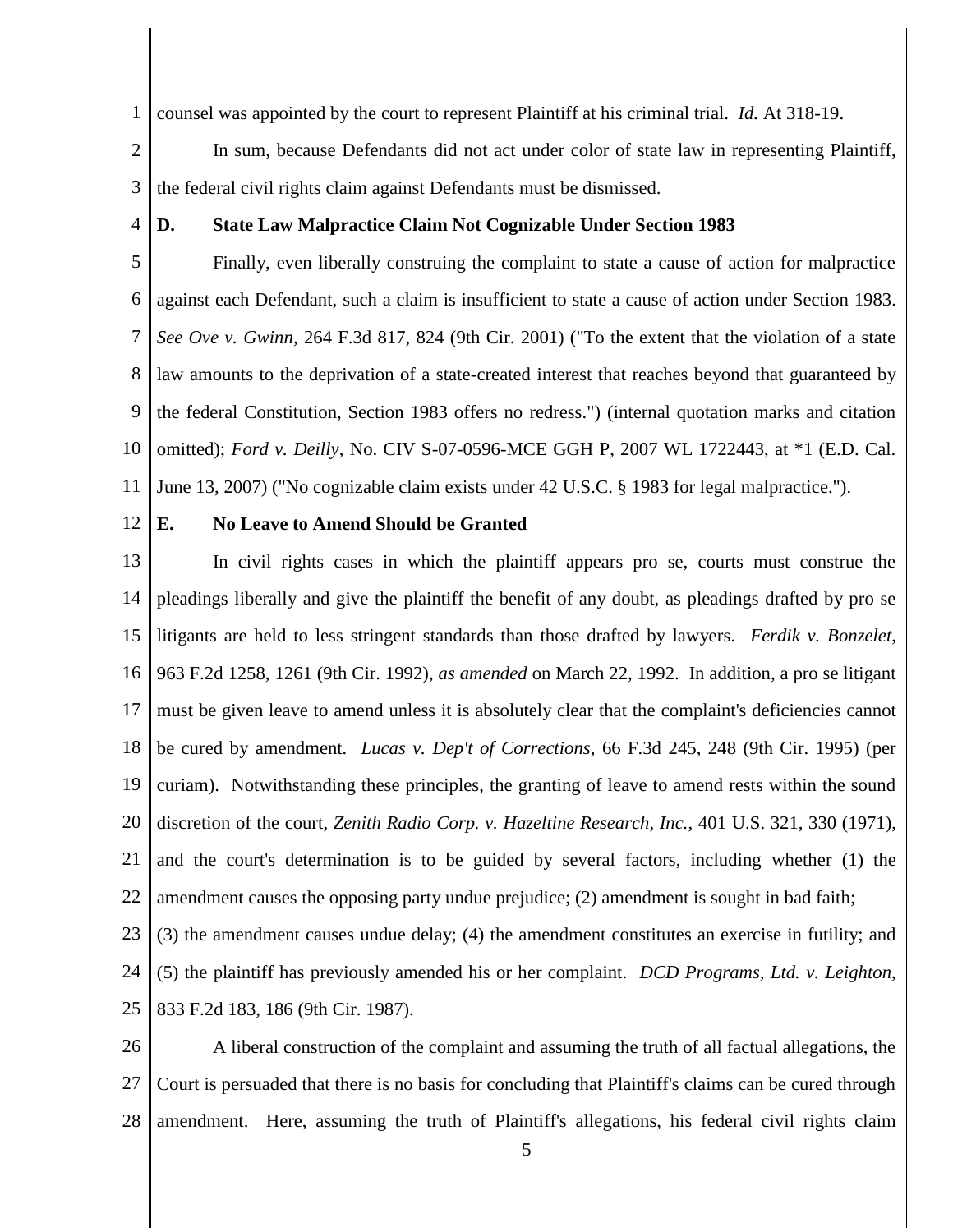counsel was appointed by the court to represent Plaintiff at his criminal trial. *Id.* At 318-19.

In sum, because Defendants did not act under color of state law in representing Plaintiff, the federal civil rights claim against Defendants must be dismissed.

**D. State Law Malpractice Claim Not Cognizable Under Section 1983**

Finally, even liberally construing the complaint to state a cause of action for malpractice against each Defendant, such a claim is insufficient to state a cause of action under Section 1983. *See Ove v. Gwinn*, 264 F.3d 817, 824 (9th Cir. 2001) ("To the extent that the violation of a state law amounts to the deprivation of a state-created interest that reaches beyond that guaranteed by the federal Constitution, Section 1983 offers no redress.") (internal quotation marks and citation omitted); *Ford v. Deilly*, No. CIV S-07-0596-MCE GGH P, 2007 WL 1722443, at *1 (E.D. Cal. June 13, 2007) ("No cognizable claim exists under 42 U.S.C. § 1983 for legal malpractice.").

**E. No Leave to Amend Should be Granted**

In civil rights cases in which the plaintiff appears pro se, courts must construe the pleadings liberally and give the plaintiff the benefit of any doubt, as pleadings drafted by pro se litigants are held to less stringent standards than those drafted by lawyers. *Ferdik v. Bonzelet*, 963 F.2d 1258, 1261 (9th Cir. 1992), *as amended* on March 22, 1992. In addition, a pro se litigant must be given leave to amend unless it is absolutely clear that the complaint's deficiencies cannot be cured by amendment. *Lucas v. Dep't of Corrections*, 66 F.3d 245, 248 (9th Cir. 1995) (per curiam). Notwithstanding these principles, the granting of leave to amend rests within the sound discretion of the court, *Zenith Radio Corp. v. Hazeltine Research, Inc.*, 401 U.S. 321, 330 (1971), and the court's determination is to be guided by several factors, including whether (1) the amendment causes the opposing party undue prejudice; (2) amendment is sought in bad faith; (3) the amendment causes undue delay; (4) the amendment constitutes an exercise in futility; and (5) the plaintiff has previously amended his or her complaint. *DCD Programs, Ltd. v. Leighton*, 833 F.2d 183, 186 (9th Cir. 1987).

A liberal construction of the complaint and assuming the truth of all factual allegations, the Court is persuaded that there is no basis for concluding that Plaintiff's claims can be cured through amendment. Here, assuming the truth of Plaintiff's allegations, his federal civil rights claim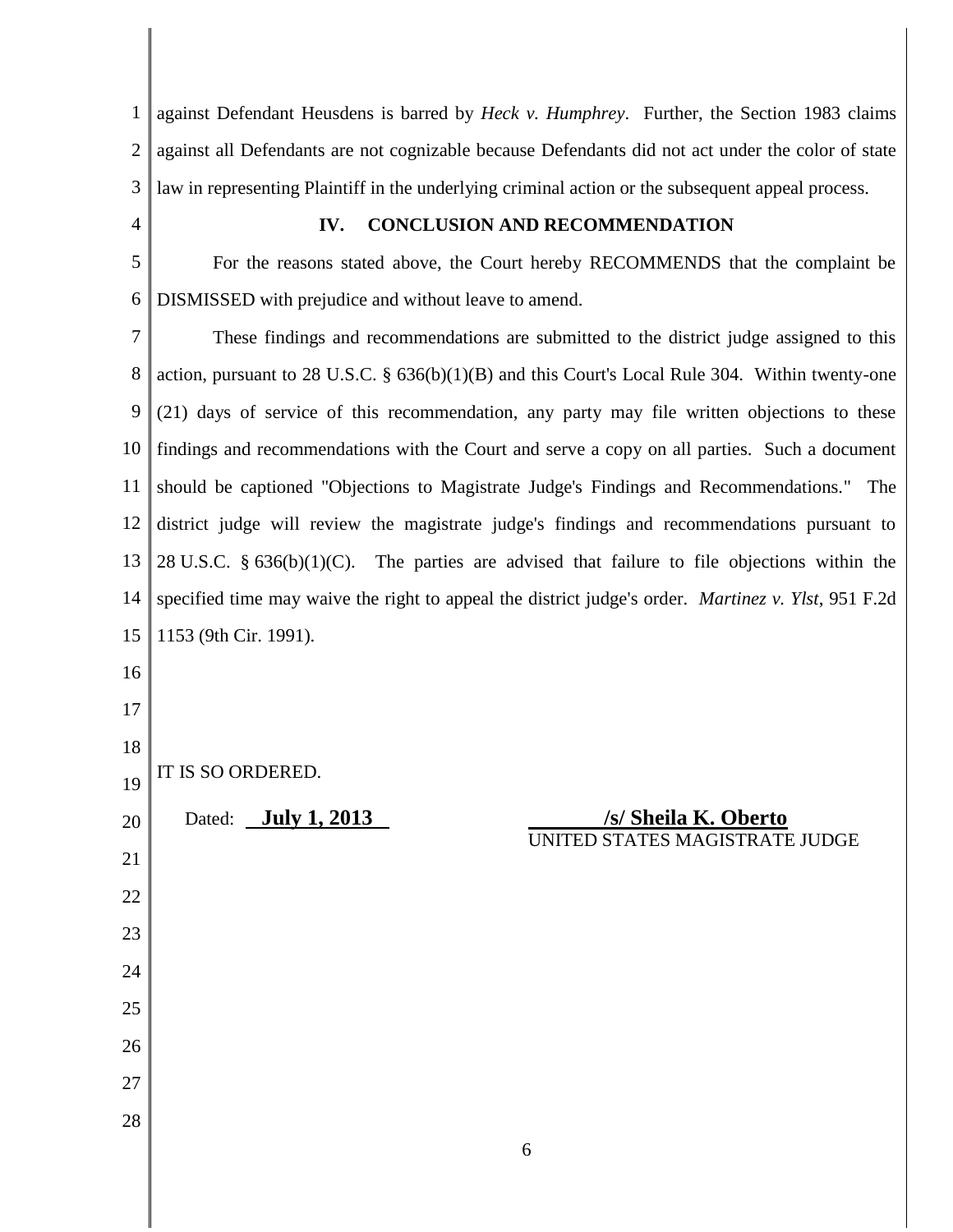against Defendant Heusdens is barred by *Heck v. Humphrey*. Further, the Section 1983 claims against all Defendants are not cognizable because Defendants did not act under the color of state law in representing Plaintiff in the underlying criminal action or the subsequent appeal process.

## IV. CONCLUSION AND RECOMMENDATION

For the reasons stated above, the Court hereby RECOMMENDS that the complaint be DISMISSED with prejudice and without leave to amend.

These findings and recommendations are submitted to the district judge assigned to this action, pursuant to 28 U.S.C. § 636(b)(1)(B) and this Court's Local Rule 304. Within twenty-one (21) days of service of this recommendation, any party may file written objections to these findings and recommendations with the Court and serve a copy on all parties. Such a document should be captioned "Objections to Magistrate Judge's Findings and Recommendations." The district judge will review the magistrate judge's findings and recommendations pursuant to 28 U.S.C. § 636(b)(1)(C). The parties are advised that failure to file objections within the specified time may waive the right to appeal the district judge's order. *Martinez v. Ylst*, 951 F.2d 1153 (9th Cir. 1991).

IT IS SO ORDERED.

Dated: **July 1, 2013**

**/s/ Sheila K. Oberto**
UNITED STATES MAGISTRATE JUDGE